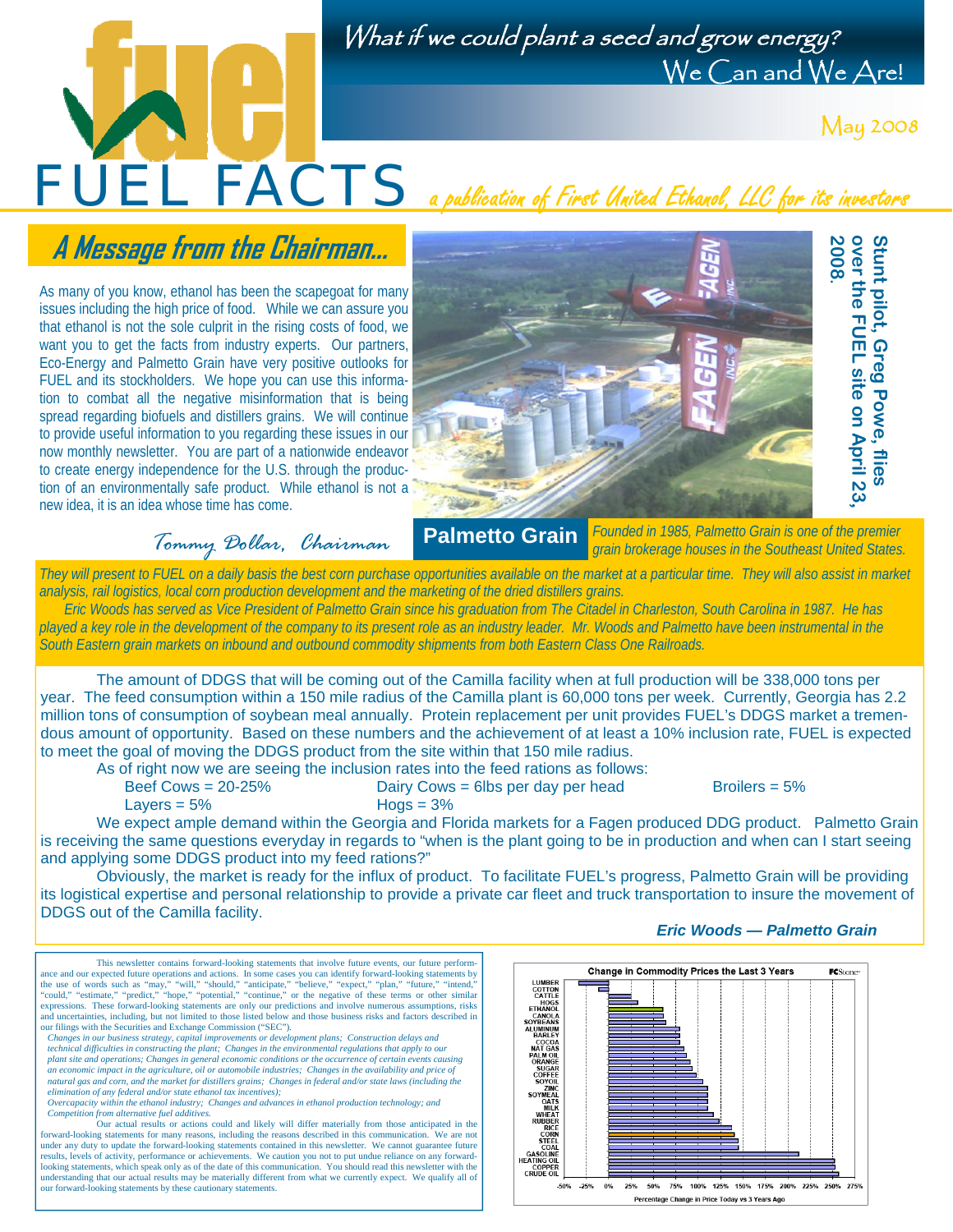# FUEL FACTS

*What if we could plant a seed and grow energy?*
We Can and We Are!

May 2008

*a publication of First United Ethanol, LLC for its investors*

## A Message from the Chairman...

As many of you know, ethanol has been the scapegoat for many issues including the high price of food. While we can assure you that ethanol is not the sole culprit in the rising costs of food, we want you to get the facts from industry experts. Our partners, Eco-Energy and Palmetto Grain have very positive outlooks for FUEL and its stockholders. We hope you can use this information to combat all the negative misinformation that is being spread regarding biofuels and distillers grains. We will continue to provide useful information to you regarding these issues in our now monthly newsletter. You are part of a nationwide endeavor to create energy independence for the U.S. through the production of an environmentally safe product. While ethanol is not a new idea, it is an idea whose time has come.

*Tommy Dollar, Chairman*

**Stunt pilot, Greg Powe, flies over the FUEL site on April 23, 2008.**

## Palmetto Grain

*Founded in 1985, Palmetto Grain is one of the premier grain brokerage houses in the Southeast United States. They will present to FUEL on a daily basis the best corn purchase opportunities available on the market at a particular time. They will also assist in market analysis, rail logistics, local corn production development and the marketing of the dried distillers grains.*

*Eric Woods has served as Vice President of Palmetto Grain since his graduation from The Citadel in Charleston, South Carolina in 1987. Mr. Woods has played a key role in the development of the company to its present role as an industry leader. Mr. Woods and Palmetto have been instrumental in the South Eastern grain markets on inbound and outbound commodity shipments from both Eastern Class One Railroads.*

The amount of DDGS that will be coming out of the Camilla facility when at full production will be 338,000 tons per year. The feed consumption within a 150 mile radius of the Camilla plant is 60,000 tons per week. Currently, Georgia has 2.2 million tons of consumption of soybean meal annually. Protein replacement per unit provides FUEL's DDGS market a tremendous amount of opportunity. Based on these numbers and the achievement of at least a 10% inclusion rate, FUEL is expected to meet the goal of moving the DDGS product from the site within that 150 mile radius.

As of right now we are seeing the inclusion rates into the feed rations as follows:

- Beef Cows = 20-25%
- Dairy Cows = 6lbs per day per head
- Broilers = 5%
- Layers = 5%
- Hogs = 3%

We expect ample demand within the Georgia and Florida markets for a Fagen produced DDG product. Palmetto Grain is receiving the same questions everyday in regards to "when is the plant going to be in production and when can I start seeing and applying some DDGS product into my feed rations?"

Obviously, the market is ready for the influx of product. To facilitate FUEL's progress, Palmetto Grain will be providing its logistical expertise and personal relationship to provide a private car fleet and truck transportation to insure the movement of DDGS out of the Camilla facility.

***Eric Woods — Palmetto Grain***

This newsletter contains forward-looking statements that involve future events, our future performance and our expected future operations and actions. In some cases you can identify forward-looking statements by the use of words such as "may," "will," "should," "anticipate," "believe," "expect," "plan," "future," "intend," "could," "estimate," "predict," "hope," "potential," "continue," or the negative of these terms or other similar expressions. These forward-looking statements are only our predictions and involve numerous assumptions, risks and uncertainties, including, but not limited to those listed below and those business risks and factors described in our filings with the Securities and Exchange Commission ("SEC").

*Changes in our business strategy, capital improvements or development plans; Construction delays and technical difficulties in constructing the plant; Changes in the environmental regulations that apply to our plant site and operations; Changes in general economic conditions or the occurrence of certain events causing an economic impact in the agriculture, oil or automobile industries; Changes in the availability and price of natural gas and corn, and the market for distillers grains; Changes in federal and/or state laws (including the elimination of any federal and/or state ethanol tax incentives); Overcapacity within the ethanol industry; Changes and advances in ethanol production technology; and Competition from alternative fuel additives.*

Our actual results or actions could and likely will differ materially from those anticipated in the forward-looking statements for many reasons, including the reasons described in this communication. We are not under any duty to update the forward-looking statements contained in this newsletter. We cannot guarantee future results, levels of activity, performance or achievements. We caution you not to put undue reliance on any forward-looking statements, which speak only as of the date of this communication. You should read this newsletter with the understanding that our actual results may be materially different from what we currently expect. We qualify all of our forward-looking statements by these cautionary statements.

**Change in Commodity Prices the Last 3 Years** (FCStone)

Commodities (top to bottom): LUMBER, COTTON, CATTLE, HOGS, ETHANOL, CANOLA, SOYBEANS, ALUMINUM, BARLEY, COCOA, NAT GAS, PALM OIL, ORANGE, SUGAR, COFFEE, SOYOIL, ZINC, SOYMEAL, OATS, MILK, WHEAT, RUBBER, RICE, CORN, STEEL, COAL, GASOLINE, HEATING OIL, COPPER, CRUDE OIL

Percentage Change in Price Today vs 3 Years Ago (-50% to 275%)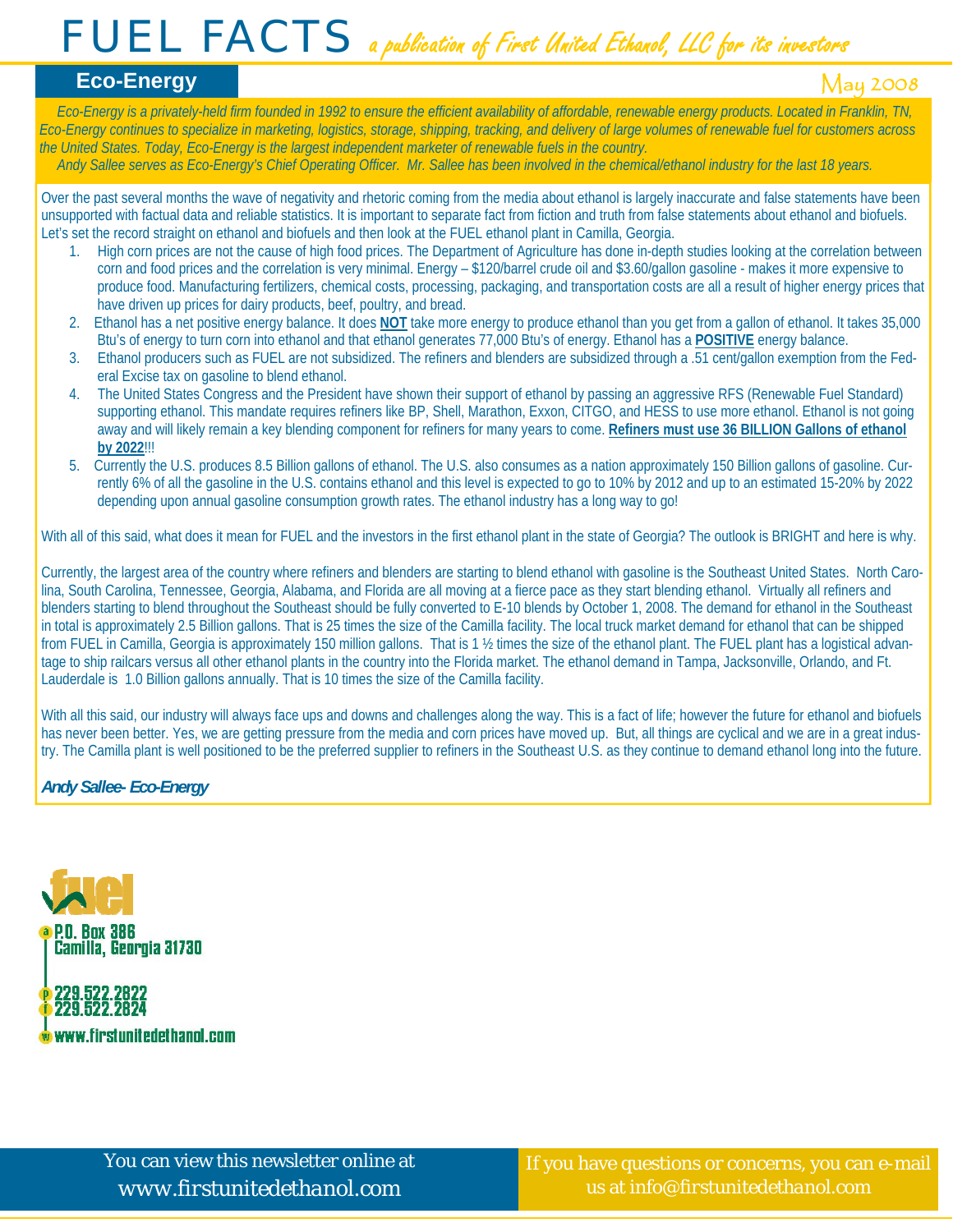# FUEL FACTS *a publication of First United Ethanol, LLC for its investors*

## Eco-Energy

May 2008

*Eco-Energy is a privately-held firm founded in 1992 to ensure the efficient availability of affordable, renewable energy products. Located in Franklin, TN, Eco-Energy continues to specialize in marketing, logistics, storage, shipping, tracking, and delivery of large volumes of renewable fuel for customers across the United States. Today, Eco-Energy is the largest independent marketer of renewable fuels in the country.*

*Andy Sallee serves as Eco-Energy's Chief Operating Officer. Mr. Sallee has been involved in the chemical/ethanol industry for the last 18 years.*

Over the past several months the wave of negativity and rhetoric coming from the media about ethanol is largely inaccurate and false statements have been unsupported with factual data and reliable statistics. It is important to separate fact from fiction and truth from false statements about ethanol and biofuels. Let's set the record straight on ethanol and biofuels and then look at the FUEL ethanol plant in Camilla, Georgia.

1. High corn prices are not the cause of high food prices. The Department of Agriculture has done in-depth studies looking at the correlation between corn and food prices and the correlation is very minimal. Energy – $120/barrel crude oil and $3.60/gallon gasoline - makes it more expensive to produce food. Manufacturing fertilizers, chemical costs, processing, packaging, and transportation costs are all a result of higher energy prices that have driven up prices for dairy products, beef, poultry, and bread.
2. Ethanol has a net positive energy balance. It does **NOT** take more energy to produce ethanol than you get from a gallon of ethanol. It takes 35,000 Btu's of energy to turn corn into ethanol and that ethanol generates 77,000 Btu's of energy. Ethanol has a **POSITIVE** energy balance.
3. Ethanol producers such as FUEL are not subsidized. The refiners and blenders are subsidized through a .51 cent/gallon exemption from the Federal Excise tax on gasoline to blend ethanol.
4. The United States Congress and the President have shown their support of ethanol by passing an aggressive RFS (Renewable Fuel Standard) supporting ethanol. This mandate requires refiners like BP, Shell, Marathon, Exxon, CITGO, and HESS to use more ethanol. Ethanol is not going away and will likely remain a key blending component for refiners for many years to come. **Refiners must use 36 BILLION Gallons of ethanol by 2022**!!!
5. Currently the U.S. produces 8.5 Billion gallons of ethanol. The U.S. also consumes as a nation approximately 150 Billion gallons of gasoline. Currently 6% of all the gasoline in the U.S. contains ethanol and this level is expected to go to 10% by 2012 and up to an estimated 15-20% by 2022 depending upon annual gasoline consumption growth rates. The ethanol industry has a long way to go!

With all of this said, what does it mean for FUEL and the investors in the first ethanol plant in the state of Georgia? The outlook is BRIGHT and here is why.

Currently, the largest area of the country where refiners and blenders are starting to blend ethanol with gasoline is the Southeast United States. North Carolina, South Carolina, Tennessee, Georgia, Alabama, and Florida are all moving at a fierce pace as they start blending ethanol. Virtually all refiners and blenders starting to blend throughout the Southeast should be fully converted to E-10 blends by October 1, 2008. The demand for ethanol in the Southeast in total is approximately 2.5 Billion gallons. That is 25 times the size of the Camilla facility. The local truck market demand for ethanol that can be shipped from FUEL in Camilla, Georgia is approximately 150 million gallons. That is 1 ½ times the size of the ethanol plant. The FUEL plant has a logistical advantage to ship railcars versus all other ethanol plants in the country into the Florida market. The ethanol demand in Tampa, Jacksonville, Orlando, and Ft. Lauderdale is 1.0 Billion gallons annually. That is 10 times the size of the Camilla facility.

With all this said, our industry will always face ups and downs and challenges along the way. This is a fact of life; however the future for ethanol and biofuels has never been better. Yes, we are getting pressure from the media and corn prices have moved up. But, all things are cyclical and we are in a great industry. The Camilla plant is well positioned to be the preferred supplier to refiners in the Southeast U.S. as they continue to demand ethanol long into the future.

***Andy Sallee- Eco-Energy***

fuel

a P.O. Box 386
Camilla, Georgia 31730

p 229.522.2822
f 229.522.2824

w www.firstunitedethanol.com

You can view this newsletter online at www.firstunitedethanol.com

If you have questions or concerns, you can e-mail us at info@firstunitedethanol.com